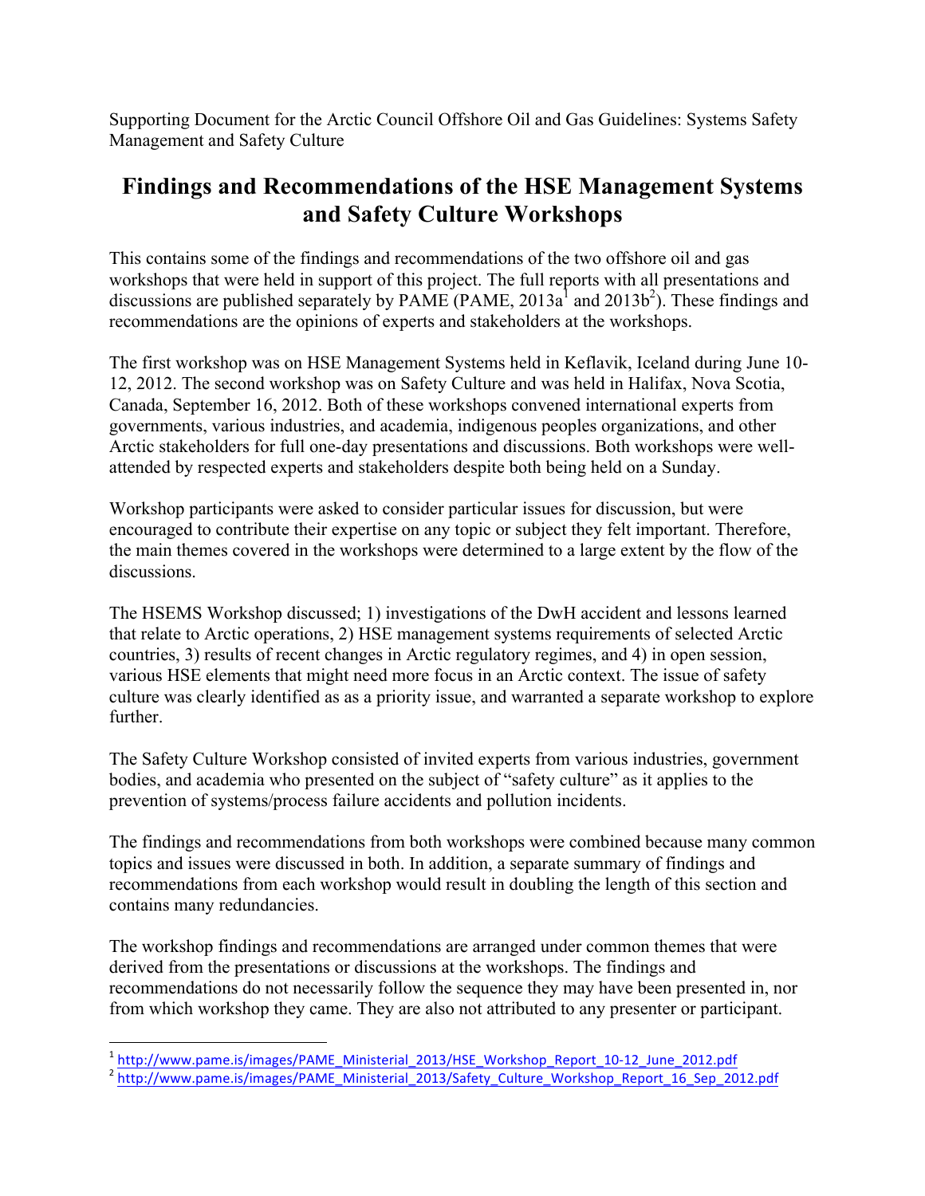Supporting Document for the Arctic Council Offshore Oil and Gas Guidelines: Systems Safety Management and Safety Culture

# Findings and Recommendations of the HSE Management Systems and Safety Culture Workshops

This contains some of the findings and recommendations of the two offshore oil and gas workshops that were held in support of this project. The full reports with all presentations and discussions are published separately by PAME (PAME, 2013a[1] and 2013b[2]). These findings and recommendations are the opinions of experts and stakeholders at the workshops.

The first workshop was on HSE Management Systems held in Keflavik, Iceland during June 10-12, 2012. The second workshop was on Safety Culture and was held in Halifax, Nova Scotia, Canada, September 16, 2012. Both of these workshops convened international experts from governments, various industries, and academia, indigenous peoples organizations, and other Arctic stakeholders for full one-day presentations and discussions. Both workshops were well-attended by respected experts and stakeholders despite both being held on a Sunday.

Workshop participants were asked to consider particular issues for discussion, but were encouraged to contribute their expertise on any topic or subject they felt important. Therefore, the main themes covered in the workshops were determined to a large extent by the flow of the discussions.

The HSEMS Workshop discussed; 1) investigations of the DwH accident and lessons learned that relate to Arctic operations, 2) HSE management systems requirements of selected Arctic countries, 3) results of recent changes in Arctic regulatory regimes, and 4) in open session, various HSE elements that might need more focus in an Arctic context. The issue of safety culture was clearly identified as as a priority issue, and warranted a separate workshop to explore further.

The Safety Culture Workshop consisted of invited experts from various industries, government bodies, and academia who presented on the subject of "safety culture" as it applies to the prevention of systems/process failure accidents and pollution incidents.

The findings and recommendations from both workshops were combined because many common topics and issues were discussed in both. In addition, a separate summary of findings and recommendations from each workshop would result in doubling the length of this section and contains many redundancies.

The workshop findings and recommendations are arranged under common themes that were derived from the presentations or discussions at the workshops. The findings and recommendations do not necessarily follow the sequence they may have been presented in, nor from which workshop they came. They are also not attributed to any presenter or participant.

[1] http://www.pame.is/images/PAME_Ministerial_2013/HSE_Workshop_Report_10-12_June_2012.pdf

[2] http://www.pame.is/images/PAME_Ministerial_2013/Safety_Culture_Workshop_Report_16_Sep_2012.pdf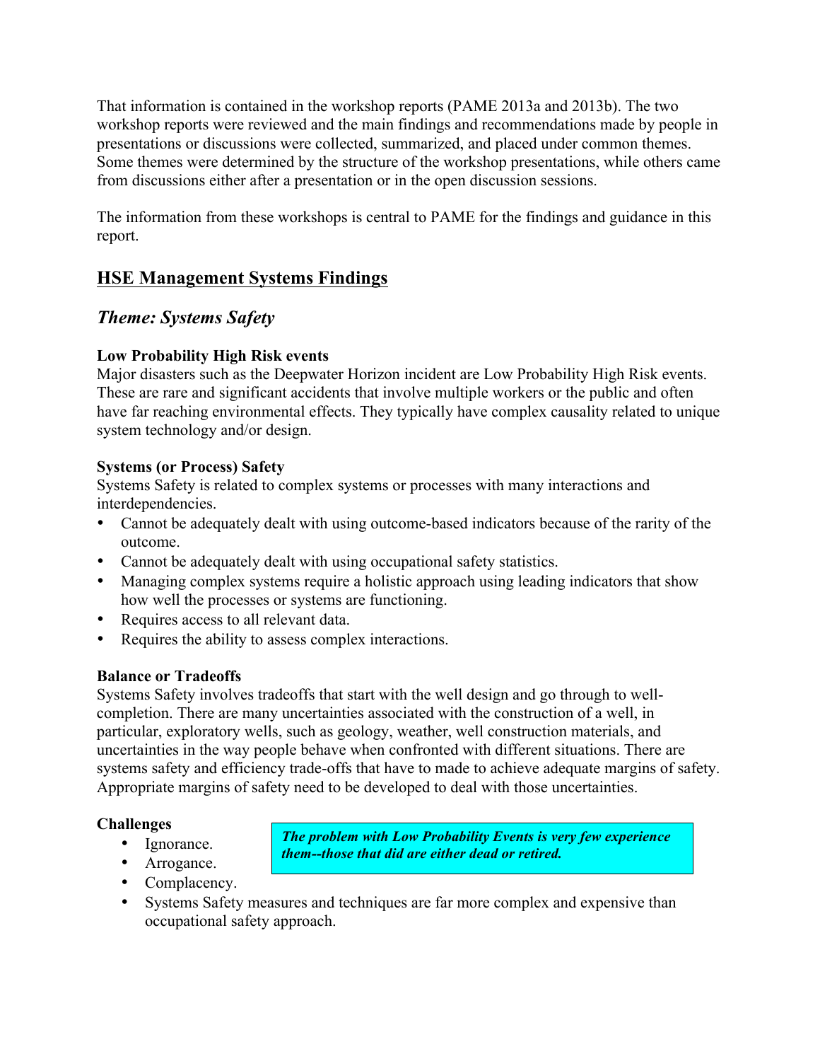That information is contained in the workshop reports (PAME 2013a and 2013b). The two workshop reports were reviewed and the main findings and recommendations made by people in presentations or discussions were collected, summarized, and placed under common themes. Some themes were determined by the structure of the workshop presentations, while others came from discussions either after a presentation or in the open discussion sessions.

The information from these workshops is central to PAME for the findings and guidance in this report.

## HSE Management Systems Findings

### *Theme: Systems Safety*

**Low Probability High Risk events**
Major disasters such as the Deepwater Horizon incident are Low Probability High Risk events. These are rare and significant accidents that involve multiple workers or the public and often have far reaching environmental effects. They typically have complex causality related to unique system technology and/or design.

**Systems (or Process) Safety**
Systems Safety is related to complex systems or processes with many interactions and interdependencies.

- Cannot be adequately dealt with using outcome-based indicators because of the rarity of the outcome.
- Cannot be adequately dealt with using occupational safety statistics.
- Managing complex systems require a holistic approach using leading indicators that show how well the processes or systems are functioning.
- Requires access to all relevant data.
- Requires the ability to assess complex interactions.

**Balance or Tradeoffs**
Systems Safety involves tradeoffs that start with the well design and go through to well-completion. There are many uncertainties associated with the construction of a well, in particular, exploratory wells, such as geology, weather, well construction materials, and uncertainties in the way people behave when confronted with different situations. There are systems safety and efficiency trade-offs that have to made to achieve adequate margins of safety. Appropriate margins of safety need to be developed to deal with those uncertainties.

**Challenges**

- Ignorance.
- Arrogance.
- Complacency.
- Systems Safety measures and techniques are far more complex and expensive than occupational safety approach.

***The problem with Low Probability Events is very few experience them--those that did are either dead or retired.***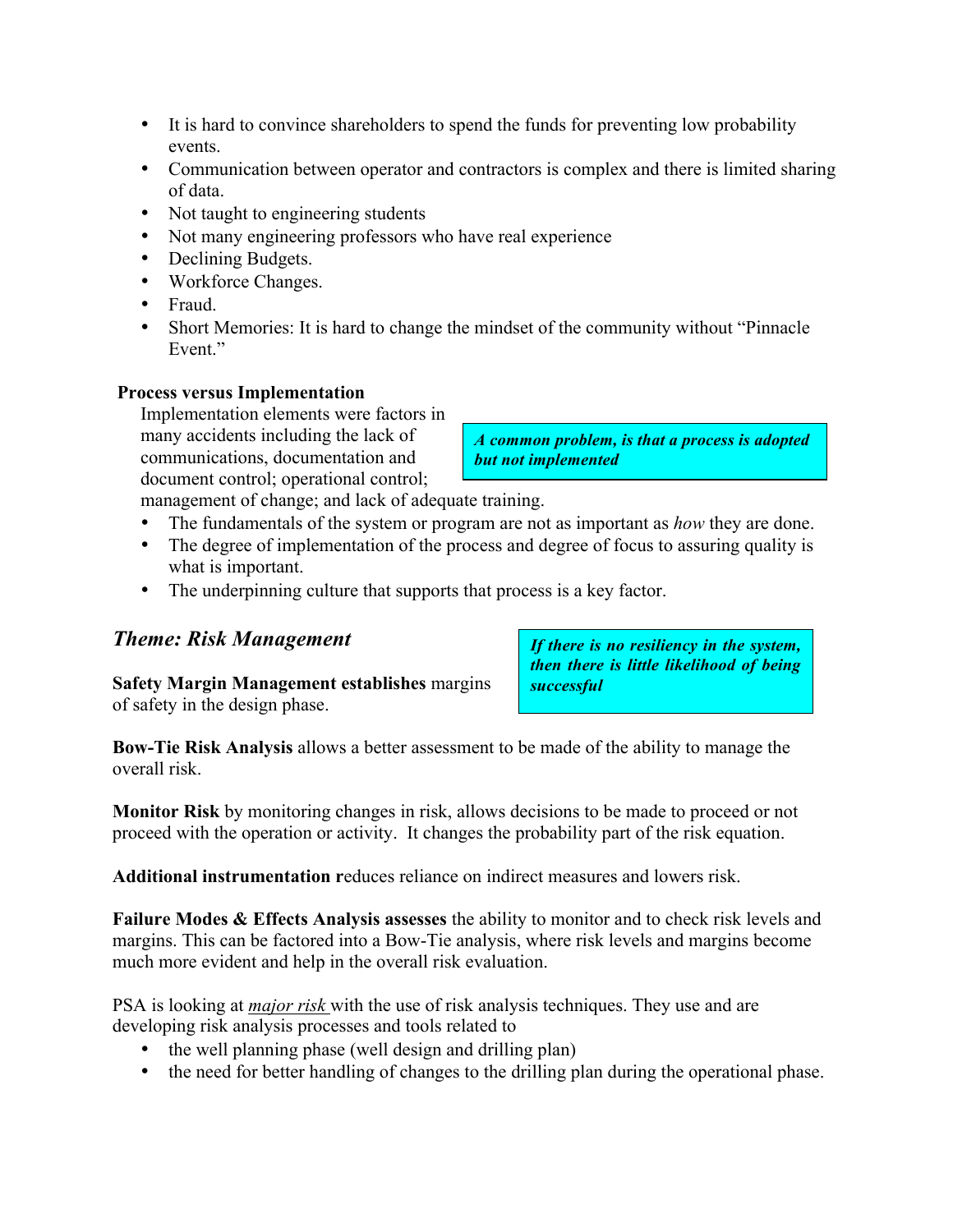- It is hard to convince shareholders to spend the funds for preventing low probability events.
- Communication between operator and contractors is complex and there is limited sharing of data.
- Not taught to engineering students
- Not many engineering professors who have real experience
- Declining Budgets.
- Workforce Changes.
- Fraud.
- Short Memories: It is hard to change the mindset of the community without "Pinnacle Event."

**Process versus Implementation**

Implementation elements were factors in many accidents including the lack of communications, documentation and document control; operational control; management of change; and lack of adequate training.

***A common problem, is that a process is adopted but not implemented***

- The fundamentals of the system or program are not as important as *how* they are done.
- The degree of implementation of the process and degree of focus to assuring quality is what is important.
- The underpinning culture that supports that process is a key factor.

## *Theme: Risk Management*

***If there is no resiliency in the system, then there is little likelihood of being successful***

**Safety Margin Management establishes** margins of safety in the design phase.

**Bow-Tie Risk Analysis** allows a better assessment to be made of the ability to manage the overall risk.

**Monitor Risk** by monitoring changes in risk, allows decisions to be made to proceed or not proceed with the operation or activity. It changes the probability part of the risk equation.

**Additional instrumentation r**educes reliance on indirect measures and lowers risk.

**Failure Modes & Effects Analysis assesses** the ability to monitor and to check risk levels and margins. This can be factored into a Bow-Tie analysis, where risk levels and margins become much more evident and help in the overall risk evaluation.

PSA is looking at *major risk* with the use of risk analysis techniques. They use and are developing risk analysis processes and tools related to

- the well planning phase (well design and drilling plan)
- the need for better handling of changes to the drilling plan during the operational phase.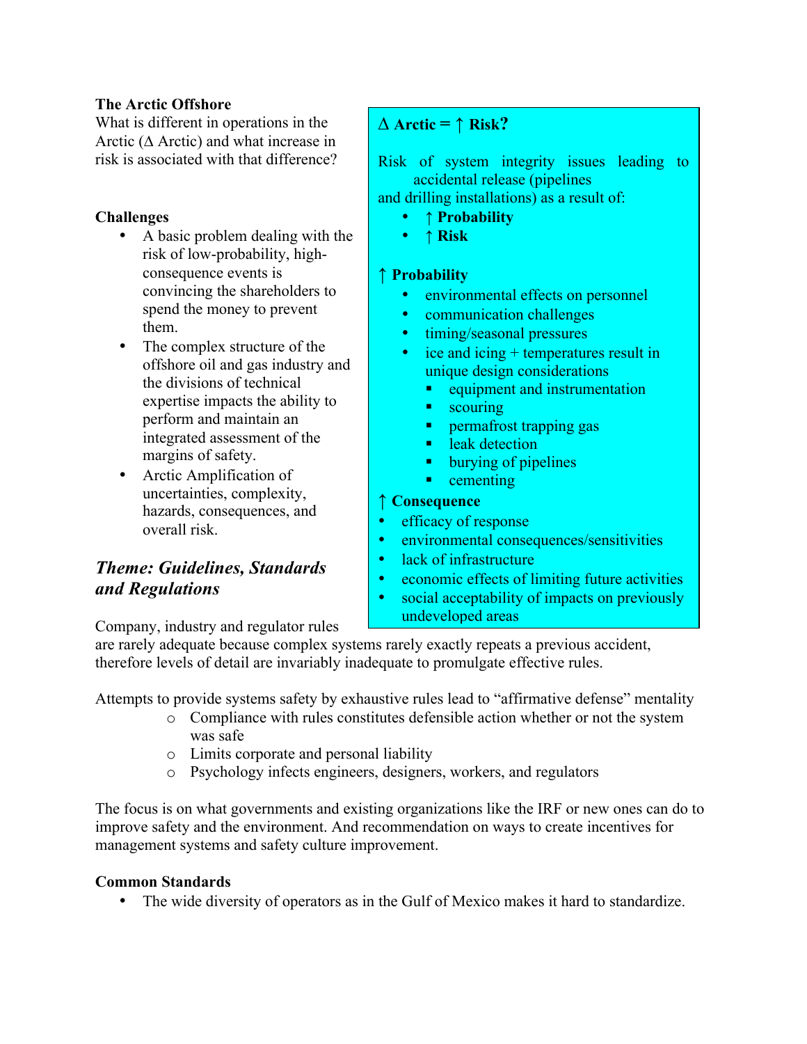**The Arctic Offshore**

What is different in operations in the Arctic (Δ Arctic) and what increase in risk is associated with that difference?

**Challenges**

- A basic problem dealing with the risk of low-probability, high-consequence events is convincing the shareholders to spend the money to prevent them.
- The complex structure of the offshore oil and gas industry and the divisions of technical expertise impacts the ability to perform and maintain an integrated assessment of the margins of safety.
- Arctic Amplification of uncertainties, complexity, hazards, consequences, and overall risk.

**Δ Arctic = ↑ Risk?**

Risk of system integrity issues leading to accidental release (pipelines and drilling installations) as a result of:

- **↑ Probability**
- **↑ Risk**

**↑ Probability**

- environmental effects on personnel
- communication challenges
- timing/seasonal pressures
- ice and icing + temperatures result in unique design considerations
  - equipment and instrumentation
  - scouring
  - permafrost trapping gas
  - leak detection
  - burying of pipelines
  - cementing

**↑ Consequence**

- efficacy of response
- environmental consequences/sensitivities
- lack of infrastructure
- economic effects of limiting future activities
- social acceptability of impacts on previously undeveloped areas

## *Theme: Guidelines, Standards and Regulations*

Company, industry and regulator rules are rarely adequate because complex systems rarely exactly repeats a previous accident, therefore levels of detail are invariably inadequate to promulgate effective rules.

Attempts to provide systems safety by exhaustive rules lead to "affirmative defense" mentality

- Compliance with rules constitutes defensible action whether or not the system was safe
- Limits corporate and personal liability
- Psychology infects engineers, designers, workers, and regulators

The focus is on what governments and existing organizations like the IRF or new ones can do to improve safety and the environment. And recommendation on ways to create incentives for management systems and safety culture improvement.

**Common Standards**

- The wide diversity of operators as in the Gulf of Mexico makes it hard to standardize.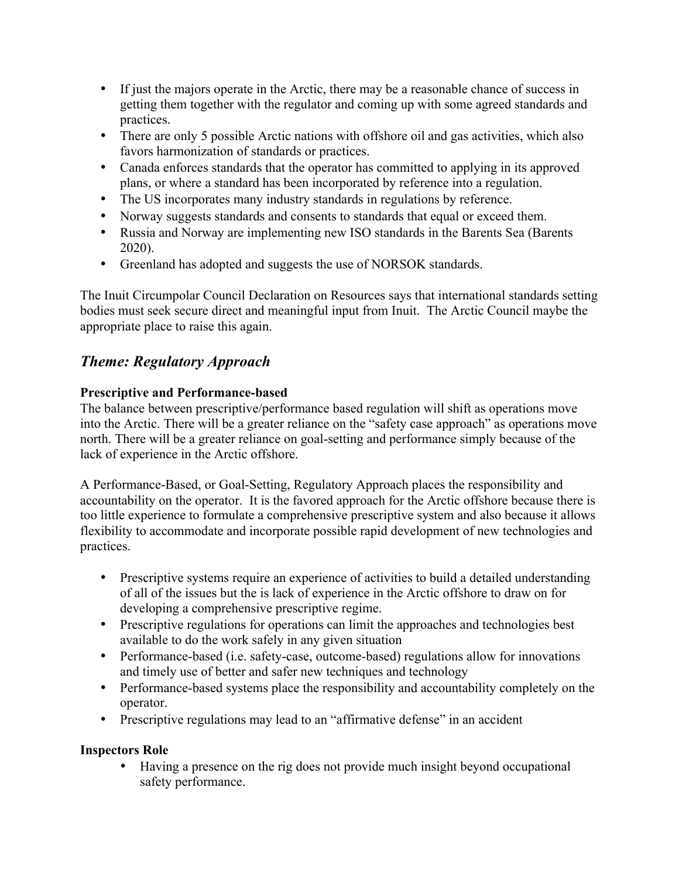- If just the majors operate in the Arctic, there may be a reasonable chance of success in getting them together with the regulator and coming up with some agreed standards and practices.
- There are only 5 possible Arctic nations with offshore oil and gas activities, which also favors harmonization of standards or practices.
- Canada enforces standards that the operator has committed to applying in its approved plans, or where a standard has been incorporated by reference into a regulation.
- The US incorporates many industry standards in regulations by reference.
- Norway suggests standards and consents to standards that equal or exceed them.
- Russia and Norway are implementing new ISO standards in the Barents Sea (Barents 2020).
- Greenland has adopted and suggests the use of NORSOK standards.

The Inuit Circumpolar Council Declaration on Resources says that international standards setting bodies must seek secure direct and meaningful input from Inuit. The Arctic Council maybe the appropriate place to raise this again.

## *Theme: Regulatory Approach*

**Prescriptive and Performance-based**

The balance between prescriptive/performance based regulation will shift as operations move into the Arctic. There will be a greater reliance on the "safety case approach" as operations move north. There will be a greater reliance on goal-setting and performance simply because of the lack of experience in the Arctic offshore.

A Performance-Based, or Goal-Setting, Regulatory Approach places the responsibility and accountability on the operator. It is the favored approach for the Arctic offshore because there is too little experience to formulate a comprehensive prescriptive system and also because it allows flexibility to accommodate and incorporate possible rapid development of new technologies and practices.

- Prescriptive systems require an experience of activities to build a detailed understanding of all of the issues but the is lack of experience in the Arctic offshore to draw on for developing a comprehensive prescriptive regime.
- Prescriptive regulations for operations can limit the approaches and technologies best available to do the work safely in any given situation
- Performance-based (i.e. safety-case, outcome-based) regulations allow for innovations and timely use of better and safer new techniques and technology
- Performance-based systems place the responsibility and accountability completely on the operator.
- Prescriptive regulations may lead to an "affirmative defense" in an accident

**Inspectors Role**

- Having a presence on the rig does not provide much insight beyond occupational safety performance.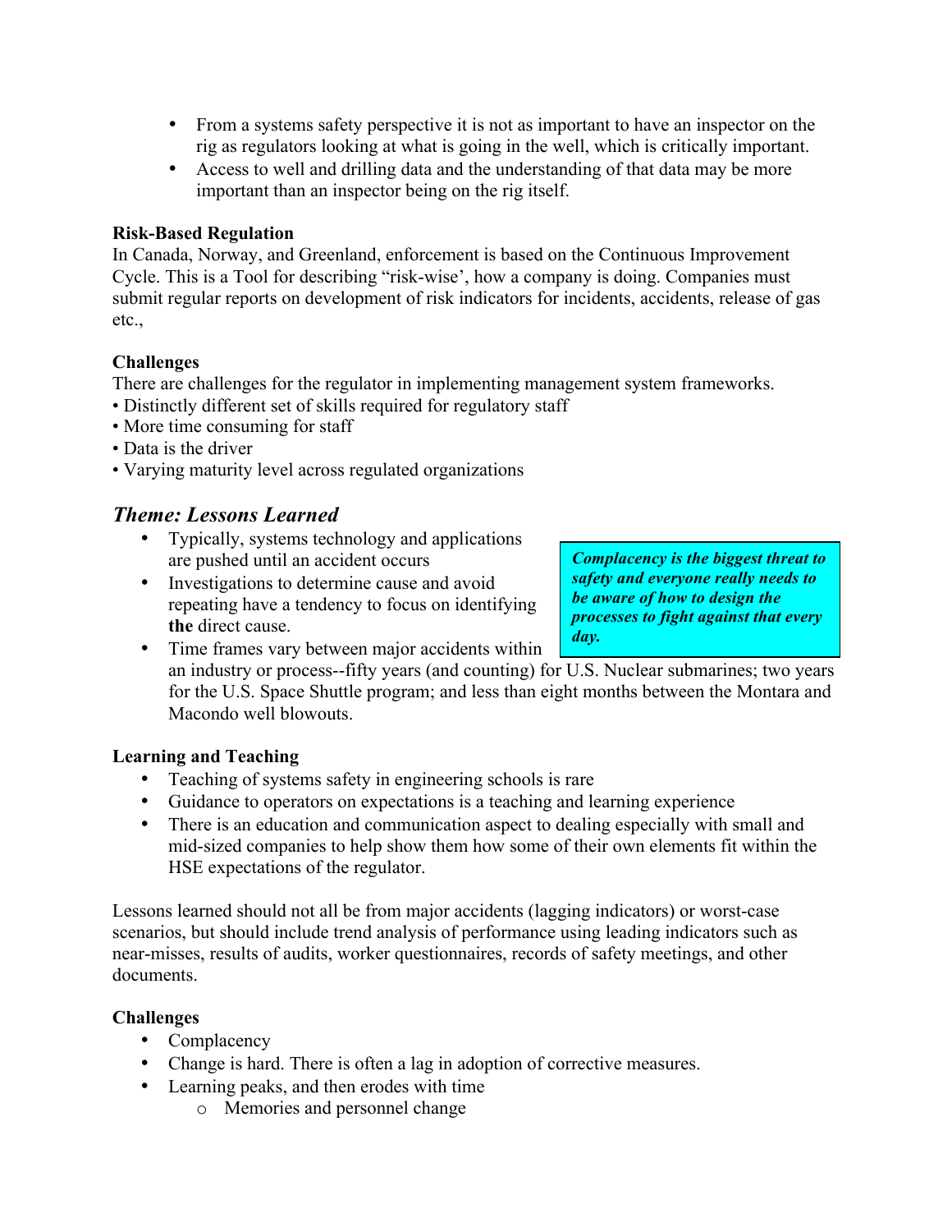- From a systems safety perspective it is not as important to have an inspector on the rig as regulators looking at what is going in the well, which is critically important.
- Access to well and drilling data and the understanding of that data may be more important than an inspector being on the rig itself.

**Risk-Based Regulation**
In Canada, Norway, and Greenland, enforcement is based on the Continuous Improvement Cycle. This is a Tool for describing "risk-wise', how a company is doing. Companies must submit regular reports on development of risk indicators for incidents, accidents, release of gas etc.,

**Challenges**
There are challenges for the regulator in implementing management system frameworks.
- Distinctly different set of skills required for regulatory staff
- More time consuming for staff
- Data is the driver
- Varying maturity level across regulated organizations

## *Theme: Lessons Learned*

- Typically, systems technology and applications are pushed until an accident occurs
- Investigations to determine cause and avoid repeating have a tendency to focus on identifying **the** direct cause.
- Time frames vary between major accidents within an industry or process--fifty years (and counting) for U.S. Nuclear submarines; two years for the U.S. Space Shuttle program; and less than eight months between the Montara and Macondo well blowouts.

***Complacency is the biggest threat to safety and everyone really needs to be aware of how to design the processes to fight against that every day.***

**Learning and Teaching**
- Teaching of systems safety in engineering schools is rare
- Guidance to operators on expectations is a teaching and learning experience
- There is an education and communication aspect to dealing especially with small and mid-sized companies to help show them how some of their own elements fit within the HSE expectations of the regulator.

Lessons learned should not all be from major accidents (lagging indicators) or worst-case scenarios, but should include trend analysis of performance using leading indicators such as near-misses, results of audits, worker questionnaires, records of safety meetings, and other documents.

**Challenges**
- Complacency
- Change is hard. There is often a lag in adoption of corrective measures.
- Learning peaks, and then erodes with time
  - Memories and personnel change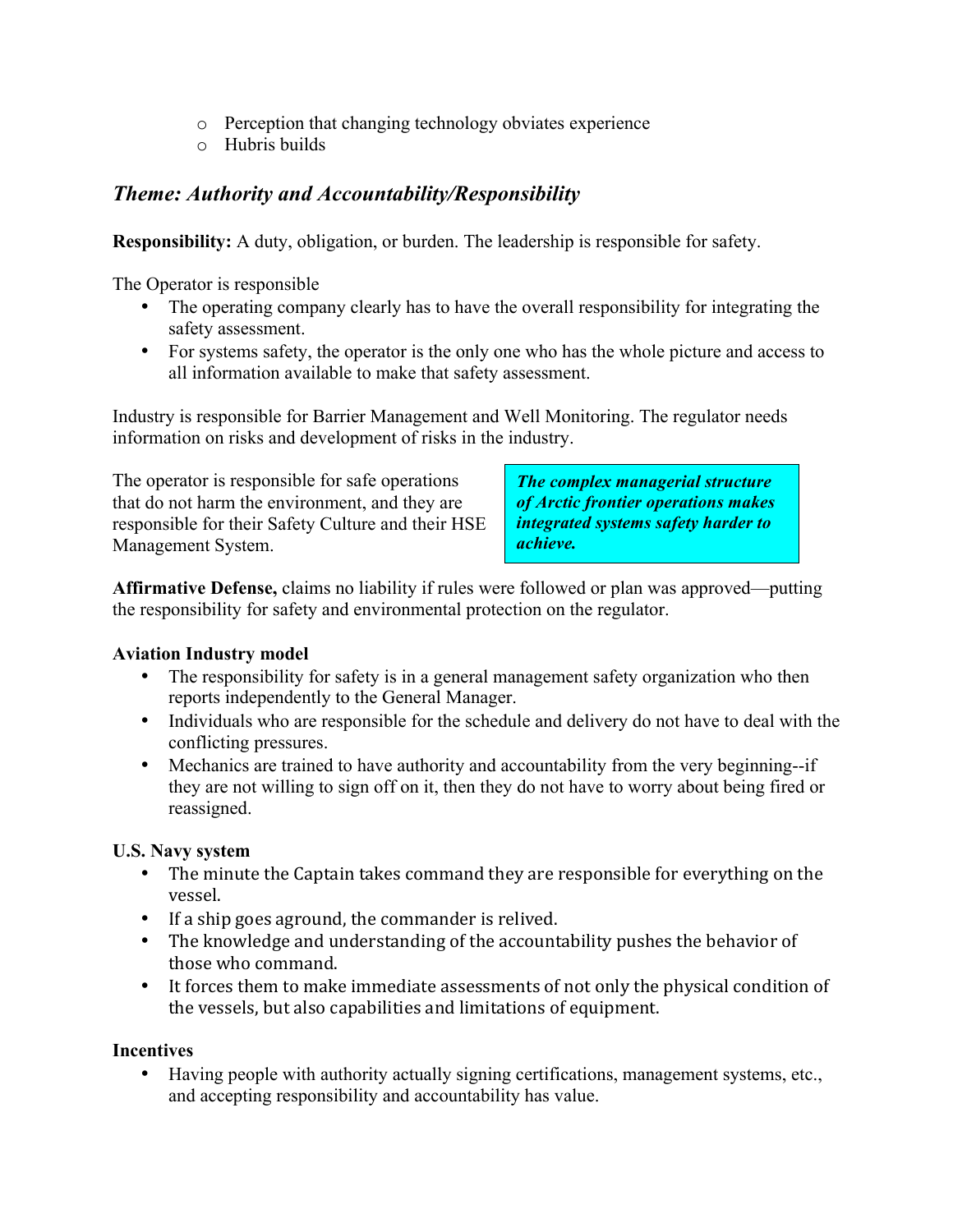- Perception that changing technology obviates experience
  - Hubris builds

## *Theme: Authority and Accountability/Responsibility*

**Responsibility:** A duty, obligation, or burden. The leadership is responsible for safety.

The Operator is responsible

- The operating company clearly has to have the overall responsibility for integrating the safety assessment.
- For systems safety, the operator is the only one who has the whole picture and access to all information available to make that safety assessment.

Industry is responsible for Barrier Management and Well Monitoring. The regulator needs information on risks and development of risks in the industry.

The operator is responsible for safe operations that do not harm the environment, and they are responsible for their Safety Culture and their HSE Management System.

> ***The complex managerial structure of Arctic frontier operations makes integrated systems safety harder to achieve.***

**Affirmative Defense,** claims no liability if rules were followed or plan was approved—putting the responsibility for safety and environmental protection on the regulator.

**Aviation Industry model**

- The responsibility for safety is in a general management safety organization who then reports independently to the General Manager.
- Individuals who are responsible for the schedule and delivery do not have to deal with the conflicting pressures.
- Mechanics are trained to have authority and accountability from the very beginning--if they are not willing to sign off on it, then they do not have to worry about being fired or reassigned.

**U.S. Navy system**

- The minute the Captain takes command they are responsible for everything on the vessel.
- If a ship goes aground, the commander is relived.
- The knowledge and understanding of the accountability pushes the behavior of those who command.
- It forces them to make immediate assessments of not only the physical condition of the vessels, but also capabilities and limitations of equipment.

**Incentives**

- Having people with authority actually signing certifications, management systems, etc., and accepting responsibility and accountability has value.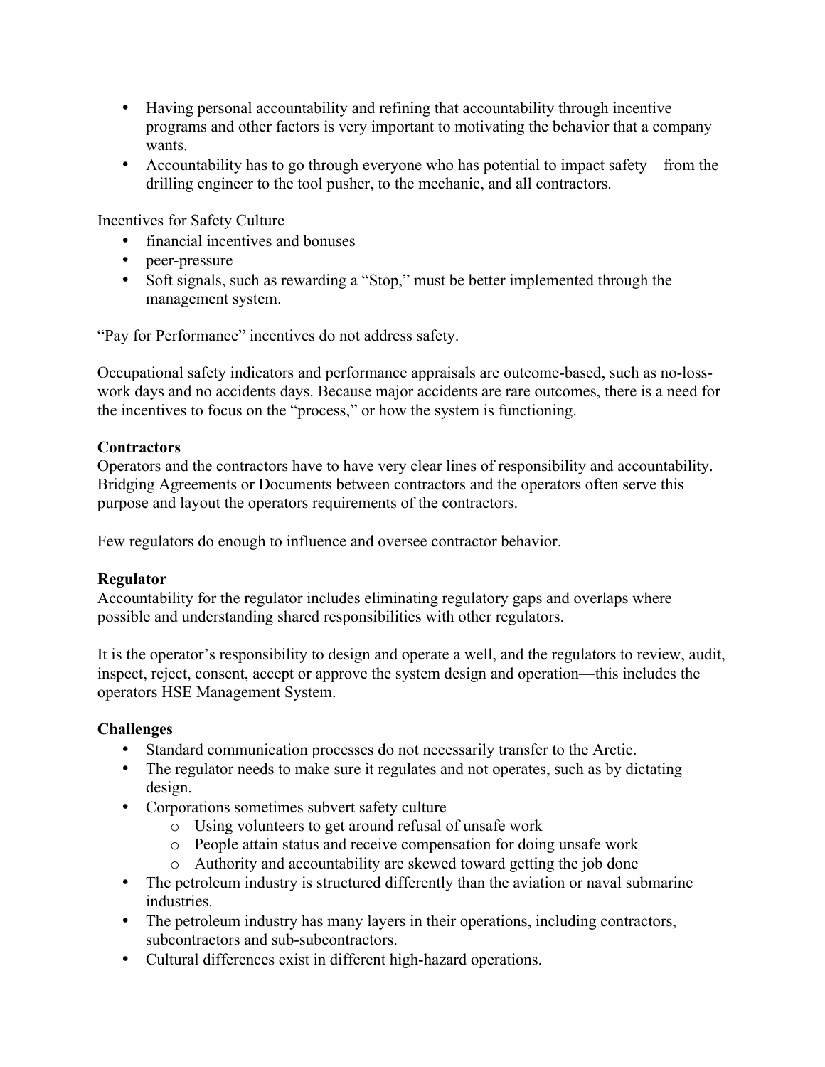- Having personal accountability and refining that accountability through incentive programs and other factors is very important to motivating the behavior that a company wants.
- Accountability has to go through everyone who has potential to impact safety—from the drilling engineer to the tool pusher, to the mechanic, and all contractors.

Incentives for Safety Culture

- financial incentives and bonuses
- peer-pressure
- Soft signals, such as rewarding a "Stop," must be better implemented through the management system.

"Pay for Performance" incentives do not address safety.

Occupational safety indicators and performance appraisals are outcome-based, such as no-loss-work days and no accidents days. Because major accidents are rare outcomes, there is a need for the incentives to focus on the "process," or how the system is functioning.

**Contractors**

Operators and the contractors have to have very clear lines of responsibility and accountability. Bridging Agreements or Documents between contractors and the operators often serve this purpose and layout the operators requirements of the contractors.

Few regulators do enough to influence and oversee contractor behavior.

**Regulator**

Accountability for the regulator includes eliminating regulatory gaps and overlaps where possible and understanding shared responsibilities with other regulators.

It is the operator's responsibility to design and operate a well, and the regulators to review, audit, inspect, reject, consent, accept or approve the system design and operation—this includes the operators HSE Management System.

**Challenges**

- Standard communication processes do not necessarily transfer to the Arctic.
- The regulator needs to make sure it regulates and not operates, such as by dictating design.
- Corporations sometimes subvert safety culture
  - Using volunteers to get around refusal of unsafe work
  - People attain status and receive compensation for doing unsafe work
  - Authority and accountability are skewed toward getting the job done
- The petroleum industry is structured differently than the aviation or naval submarine industries.
- The petroleum industry has many layers in their operations, including contractors, subcontractors and sub-subcontractors.
- Cultural differences exist in different high-hazard operations.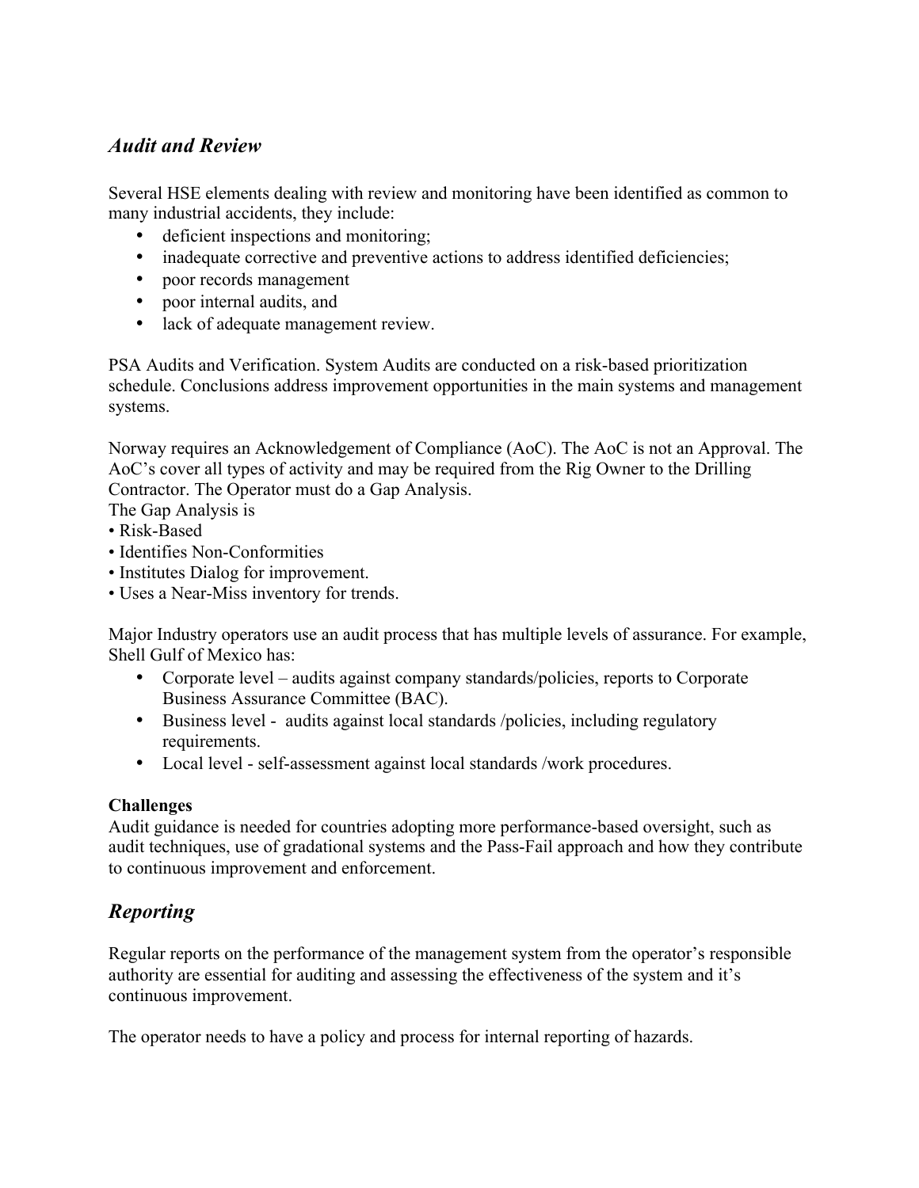## *Audit and Review*

Several HSE elements dealing with review and monitoring have been identified as common to many industrial accidents, they include:

- deficient inspections and monitoring;
- inadequate corrective and preventive actions to address identified deficiencies;
- poor records management
- poor internal audits, and
- lack of adequate management review.

PSA Audits and Verification. System Audits are conducted on a risk-based prioritization schedule. Conclusions address improvement opportunities in the main systems and management systems.

Norway requires an Acknowledgement of Compliance (AoC). The AoC is not an Approval. The AoC's cover all types of activity and may be required from the Rig Owner to the Drilling Contractor. The Operator must do a Gap Analysis.

The Gap Analysis is

- Risk-Based
- Identifies Non-Conformities
- Institutes Dialog for improvement.
- Uses a Near-Miss inventory for trends.

Major Industry operators use an audit process that has multiple levels of assurance. For example, Shell Gulf of Mexico has:

- Corporate level – audits against company standards/policies, reports to Corporate Business Assurance Committee (BAC).
- Business level - audits against local standards /policies, including regulatory requirements.
- Local level - self-assessment against local standards /work procedures.

**Challenges**

Audit guidance is needed for countries adopting more performance-based oversight, such as audit techniques, use of gradational systems and the Pass-Fail approach and how they contribute to continuous improvement and enforcement.

## *Reporting*

Regular reports on the performance of the management system from the operator's responsible authority are essential for auditing and assessing the effectiveness of the system and it's continuous improvement.

The operator needs to have a policy and process for internal reporting of hazards.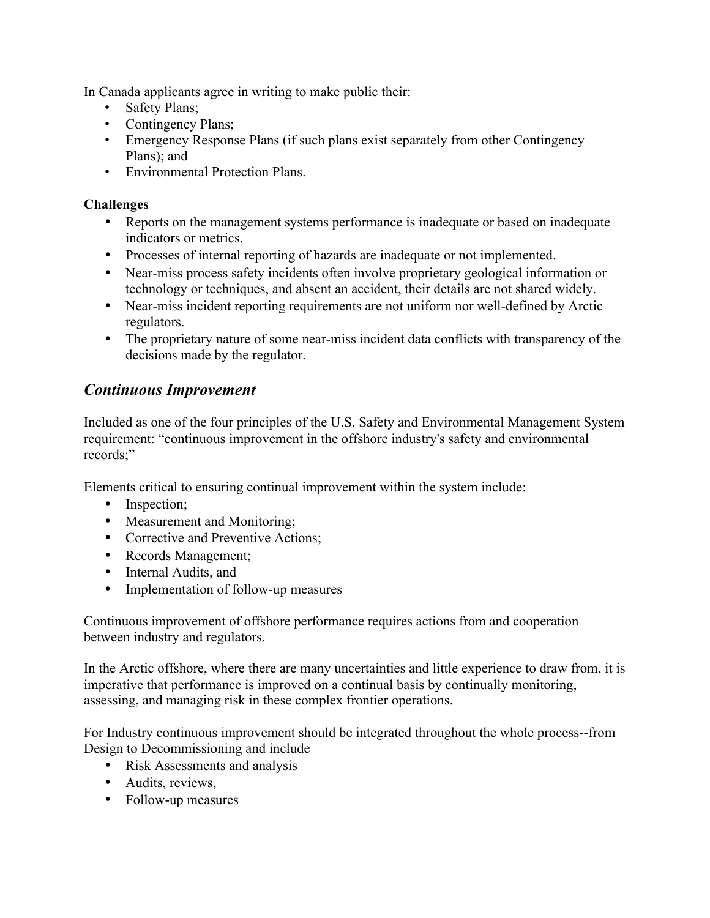In Canada applicants agree in writing to make public their:

- Safety Plans;
- Contingency Plans;
- Emergency Response Plans (if such plans exist separately from other Contingency Plans); and
- Environmental Protection Plans.

**Challenges**

- Reports on the management systems performance is inadequate or based on inadequate indicators or metrics.
- Processes of internal reporting of hazards are inadequate or not implemented.
- Near-miss process safety incidents often involve proprietary geological information or technology or techniques, and absent an accident, their details are not shared widely.
- Near-miss incident reporting requirements are not uniform nor well-defined by Arctic regulators.
- The proprietary nature of some near-miss incident data conflicts with transparency of the decisions made by the regulator.

## *Continuous Improvement*

Included as one of the four principles of the U.S. Safety and Environmental Management System requirement: "continuous improvement in the offshore industry's safety and environmental records;"

Elements critical to ensuring continual improvement within the system include:

- Inspection;
- Measurement and Monitoring;
- Corrective and Preventive Actions;
- Records Management;
- Internal Audits, and
- Implementation of follow-up measures

Continuous improvement of offshore performance requires actions from and cooperation between industry and regulators.

In the Arctic offshore, where there are many uncertainties and little experience to draw from, it is imperative that performance is improved on a continual basis by continually monitoring, assessing, and managing risk in these complex frontier operations.

For Industry continuous improvement should be integrated throughout the whole process--from Design to Decommissioning and include

- Risk Assessments and analysis
- Audits, reviews,
- Follow-up measures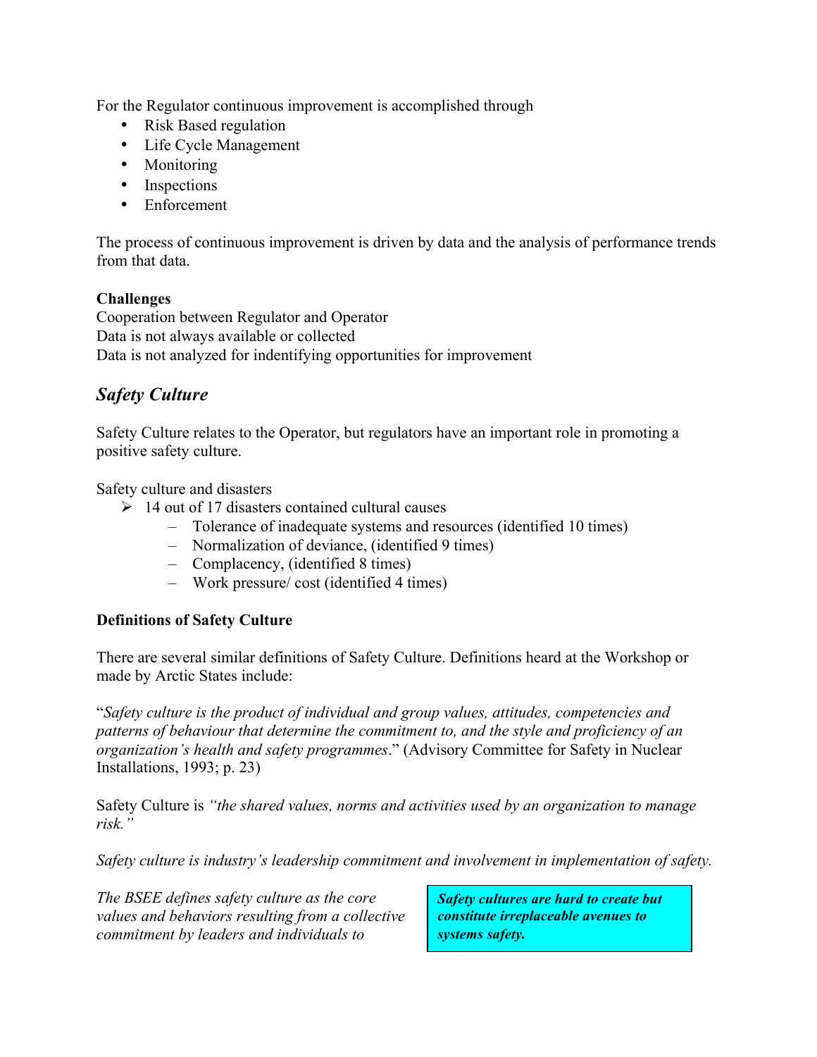For the Regulator continuous improvement is accomplished through

- Risk Based regulation
- Life Cycle Management
- Monitoring
- Inspections
- Enforcement

The process of continuous improvement is driven by data and the analysis of performance trends from that data.

**Challenges**

Cooperation between Regulator and Operator
Data is not always available or collected
Data is not analyzed for indentifying opportunities for improvement

## *Safety Culture*

Safety Culture relates to the Operator, but regulators have an important role in promoting a positive safety culture.

Safety culture and disasters

- 14 out of 17 disasters contained cultural causes
  - Tolerance of inadequate systems and resources (identified 10 times)
  - Normalization of deviance, (identified 9 times)
  - Complacency, (identified 8 times)
  - Work pressure/ cost (identified 4 times)

**Definitions of Safety Culture**

There are several similar definitions of Safety Culture. Definitions heard at the Workshop or made by Arctic States include:

"*Safety culture is the product of individual and group values, attitudes, competencies and patterns of behaviour that determine the commitment to, and the style and proficiency of an organization's health and safety programmes*." (Advisory Committee for Safety in Nuclear Installations, 1993; p. 23)

Safety Culture is *"the shared values, norms and activities used by an organization to manage risk."*

*Safety culture is industry's leadership commitment and involvement in implementation of safety.*

*The BSEE defines safety culture as the core values and behaviors resulting from a collective commitment by leaders and individuals to*

***Safety cultures are hard to create but constitute irreplaceable avenues to systems safety.***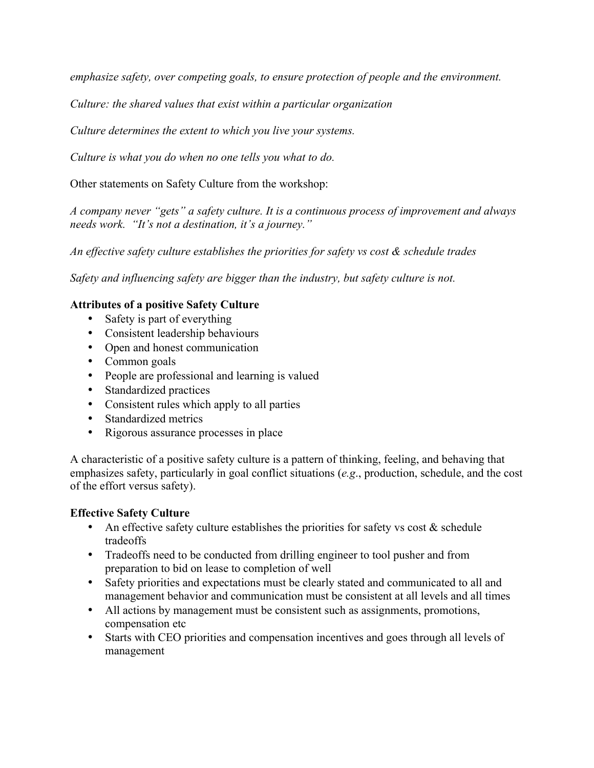*emphasize safety, over competing goals, to ensure protection of people and the environment.*

*Culture: the shared values that exist within a particular organization*

*Culture determines the extent to which you live your systems.*

*Culture is what you do when no one tells you what to do.*

Other statements on Safety Culture from the workshop:

*A company never "gets" a safety culture. It is a continuous process of improvement and always needs work. "It's not a destination, it's a journey."*

*An effective safety culture establishes the priorities for safety vs cost & schedule trades*

*Safety and influencing safety are bigger than the industry, but safety culture is not.*

**Attributes of a positive Safety Culture**

- Safety is part of everything
- Consistent leadership behaviours
- Open and honest communication
- Common goals
- People are professional and learning is valued
- Standardized practices
- Consistent rules which apply to all parties
- Standardized metrics
- Rigorous assurance processes in place

A characteristic of a positive safety culture is a pattern of thinking, feeling, and behaving that emphasizes safety, particularly in goal conflict situations (*e.g*., production, schedule, and the cost of the effort versus safety).

**Effective Safety Culture**

- An effective safety culture establishes the priorities for safety vs cost & schedule tradeoffs
- Tradeoffs need to be conducted from drilling engineer to tool pusher and from preparation to bid on lease to completion of well
- Safety priorities and expectations must be clearly stated and communicated to all and management behavior and communication must be consistent at all levels and all times
- All actions by management must be consistent such as assignments, promotions, compensation etc
- Starts with CEO priorities and compensation incentives and goes through all levels of management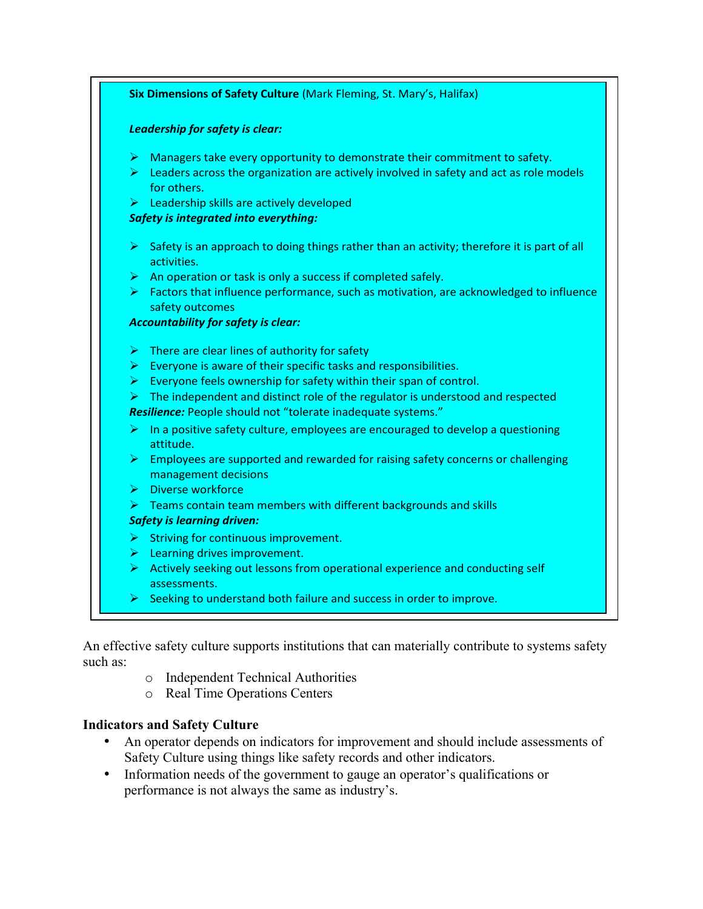**Six Dimensions of Safety Culture** (Mark Fleming, St. Mary's, Halifax)

***Leadership for safety is clear:***

- Managers take every opportunity to demonstrate their commitment to safety.
- Leaders across the organization are actively involved in safety and act as role models for others.
- Leadership skills are actively developed

***Safety is integrated into everything:***

- Safety is an approach to doing things rather than an activity; therefore it is part of all activities.
- An operation or task is only a success if completed safely.
- Factors that influence performance, such as motivation, are acknowledged to influence safety outcomes

***Accountability for safety is clear:***

- There are clear lines of authority for safety
- Everyone is aware of their specific tasks and responsibilities.
- Everyone feels ownership for safety within their span of control.
- The independent and distinct role of the regulator is understood and respected

***Resilience:*** People should not "tolerate inadequate systems."

- In a positive safety culture, employees are encouraged to develop a questioning attitude.
- Employees are supported and rewarded for raising safety concerns or challenging management decisions
- Diverse workforce
- Teams contain team members with different backgrounds and skills

***Safety is learning driven:***

- Striving for continuous improvement.
- Learning drives improvement.
- Actively seeking out lessons from operational experience and conducting self assessments.
- Seeking to understand both failure and success in order to improve.

An effective safety culture supports institutions that can materially contribute to systems safety such as:

- Independent Technical Authorities
- Real Time Operations Centers

**Indicators and Safety Culture**

- An operator depends on indicators for improvement and should include assessments of Safety Culture using things like safety records and other indicators.
- Information needs of the government to gauge an operator's qualifications or performance is not always the same as industry's.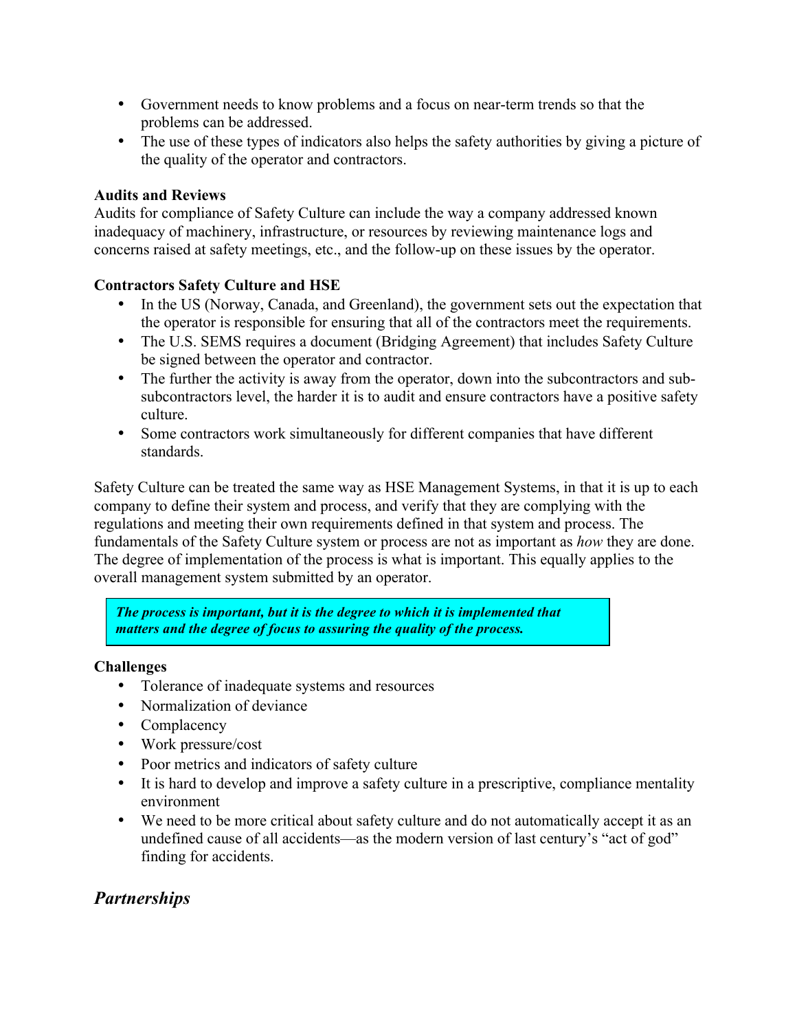- Government needs to know problems and a focus on near-term trends so that the problems can be addressed.
- The use of these types of indicators also helps the safety authorities by giving a picture of the quality of the operator and contractors.

**Audits and Reviews**
Audits for compliance of Safety Culture can include the way a company addressed known inadequacy of machinery, infrastructure, or resources by reviewing maintenance logs and concerns raised at safety meetings, etc., and the follow-up on these issues by the operator.

**Contractors Safety Culture and HSE**

- In the US (Norway, Canada, and Greenland), the government sets out the expectation that the operator is responsible for ensuring that all of the contractors meet the requirements.
- The U.S. SEMS requires a document (Bridging Agreement) that includes Safety Culture be signed between the operator and contractor.
- The further the activity is away from the operator, down into the subcontractors and sub-subcontractors level, the harder it is to audit and ensure contractors have a positive safety culture.
- Some contractors work simultaneously for different companies that have different standards.

Safety Culture can be treated the same way as HSE Management Systems, in that it is up to each company to define their system and process, and verify that they are complying with the regulations and meeting their own requirements defined in that system and process. The fundamentals of the Safety Culture system or process are not as important as *how* they are done. The degree of implementation of the process is what is important. This equally applies to the overall management system submitted by an operator.

> ***The process is important, but it is the degree to which it is implemented that matters and the degree of focus to assuring the quality of the process.***

**Challenges**

- Tolerance of inadequate systems and resources
- Normalization of deviance
- Complacency
- Work pressure/cost
- Poor metrics and indicators of safety culture
- It is hard to develop and improve a safety culture in a prescriptive, compliance mentality environment
- We need to be more critical about safety culture and do not automatically accept it as an undefined cause of all accidents—as the modern version of last century's "act of god" finding for accidents.

## *Partnerships*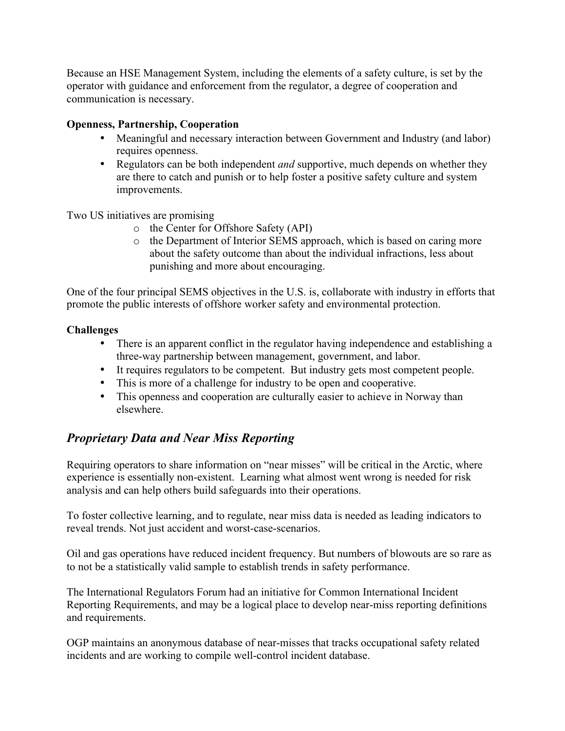Because an HSE Management System, including the elements of a safety culture, is set by the operator with guidance and enforcement from the regulator, a degree of cooperation and communication is necessary.

**Openness, Partnership, Cooperation**

- Meaningful and necessary interaction between Government and Industry (and labor) requires openness.
- Regulators can be both independent *and* supportive, much depends on whether they are there to catch and punish or to help foster a positive safety culture and system improvements.

Two US initiatives are promising

- the Center for Offshore Safety (API)
- the Department of Interior SEMS approach, which is based on caring more about the safety outcome than about the individual infractions, less about punishing and more about encouraging.

One of the four principal SEMS objectives in the U.S. is, collaborate with industry in efforts that promote the public interests of offshore worker safety and environmental protection.

**Challenges**

- There is an apparent conflict in the regulator having independence and establishing a three-way partnership between management, government, and labor.
- It requires regulators to be competent. But industry gets most competent people.
- This is more of a challenge for industry to be open and cooperative.
- This openness and cooperation are culturally easier to achieve in Norway than elsewhere.

## *Proprietary Data and Near Miss Reporting*

Requiring operators to share information on "near misses" will be critical in the Arctic, where experience is essentially non-existent. Learning what almost went wrong is needed for risk analysis and can help others build safeguards into their operations.

To foster collective learning, and to regulate, near miss data is needed as leading indicators to reveal trends. Not just accident and worst-case-scenarios.

Oil and gas operations have reduced incident frequency. But numbers of blowouts are so rare as to not be a statistically valid sample to establish trends in safety performance.

The International Regulators Forum had an initiative for Common International Incident Reporting Requirements, and may be a logical place to develop near-miss reporting definitions and requirements.

OGP maintains an anonymous database of near-misses that tracks occupational safety related incidents and are working to compile well-control incident database.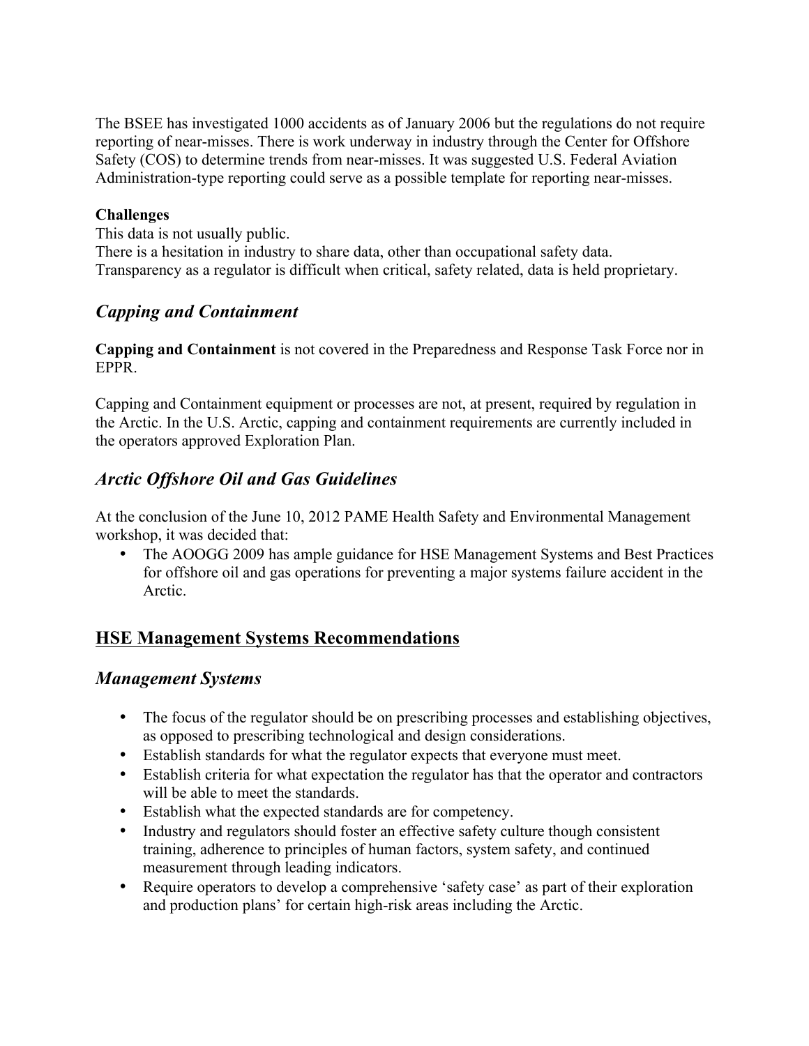The BSEE has investigated 1000 accidents as of January 2006 but the regulations do not require reporting of near-misses. There is work underway in industry through the Center for Offshore Safety (COS) to determine trends from near-misses. It was suggested U.S. Federal Aviation Administration-type reporting could serve as a possible template for reporting near-misses.

**Challenges**
This data is not usually public.
There is a hesitation in industry to share data, other than occupational safety data.
Transparency as a regulator is difficult when critical, safety related, data is held proprietary.

### *Capping and Containment*

**Capping and Containment** is not covered in the Preparedness and Response Task Force nor in EPPR.

Capping and Containment equipment or processes are not, at present, required by regulation in the Arctic. In the U.S. Arctic, capping and containment requirements are currently included in the operators approved Exploration Plan.

### *Arctic Offshore Oil and Gas Guidelines*

At the conclusion of the June 10, 2012 PAME Health Safety and Environmental Management workshop, it was decided that:

- The AOOGG 2009 has ample guidance for HSE Management Systems and Best Practices for offshore oil and gas operations for preventing a major systems failure accident in the Arctic.

## HSE Management Systems Recommendations

### *Management Systems*

- The focus of the regulator should be on prescribing processes and establishing objectives, as opposed to prescribing technological and design considerations.
- Establish standards for what the regulator expects that everyone must meet.
- Establish criteria for what expectation the regulator has that the operator and contractors will be able to meet the standards.
- Establish what the expected standards are for competency.
- Industry and regulators should foster an effective safety culture though consistent training, adherence to principles of human factors, system safety, and continued measurement through leading indicators.
- Require operators to develop a comprehensive 'safety case' as part of their exploration and production plans' for certain high-risk areas including the Arctic.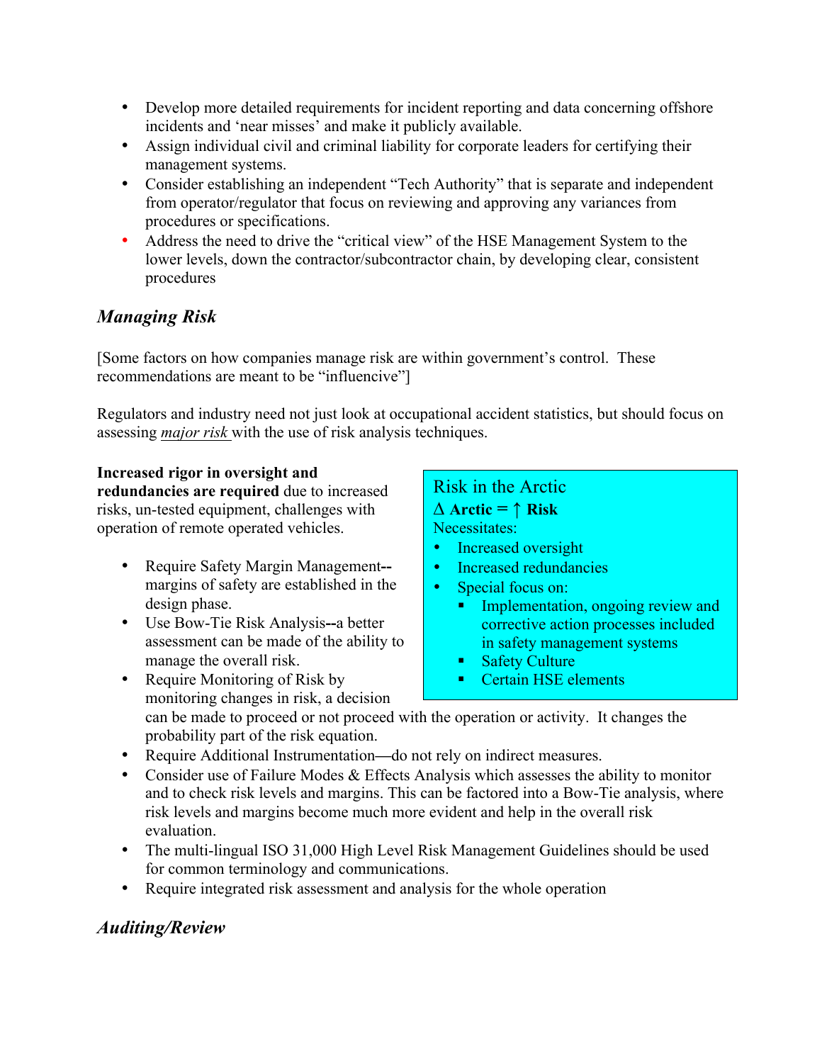- Develop more detailed requirements for incident reporting and data concerning offshore incidents and 'near misses' and make it publicly available.
- Assign individual civil and criminal liability for corporate leaders for certifying their management systems.
- Consider establishing an independent "Tech Authority" that is separate and independent from operator/regulator that focus on reviewing and approving any variances from procedures or specifications.
- Address the need to drive the "critical view" of the HSE Management System to the lower levels, down the contractor/subcontractor chain, by developing clear, consistent procedures

## *Managing Risk*

[Some factors on how companies manage risk are within government's control. These recommendations are meant to be "influencive"]

Regulators and industry need not just look at occupational accident statistics, but should focus on assessing *major risk* with the use of risk analysis techniques.

**Increased rigor in oversight and redundancies are required** due to increased risks, un-tested equipment, challenges with operation of remote operated vehicles.

- Require Safety Margin Management**--**margins of safety are established in the design phase.
- Use Bow-Tie Risk Analysis**--**a better assessment can be made of the ability to manage the overall risk.
- Require Monitoring of Risk by monitoring changes in risk, a decision can be made to proceed or not proceed with the operation or activity. It changes the probability part of the risk equation.
- Require Additional Instrumentation—do not rely on indirect measures.
- Consider use of Failure Modes & Effects Analysis which assesses the ability to monitor and to check risk levels and margins. This can be factored into a Bow-Tie analysis, where risk levels and margins become much more evident and help in the overall risk evaluation.
- The multi-lingual ISO 31,000 High Level Risk Management Guidelines should be used for common terminology and communications.
- Require integrated risk assessment and analysis for the whole operation

> Risk in the Arctic
>
> **$\Delta$ Arctic = $\uparrow$ Risk**
>
> Necessitates:
>
> - Increased oversight
> - Increased redundancies
> - Special focus on:
>   - Implementation, ongoing review and corrective action processes included in safety management systems
>   - Safety Culture
>   - Certain HSE elements

## *Auditing/Review*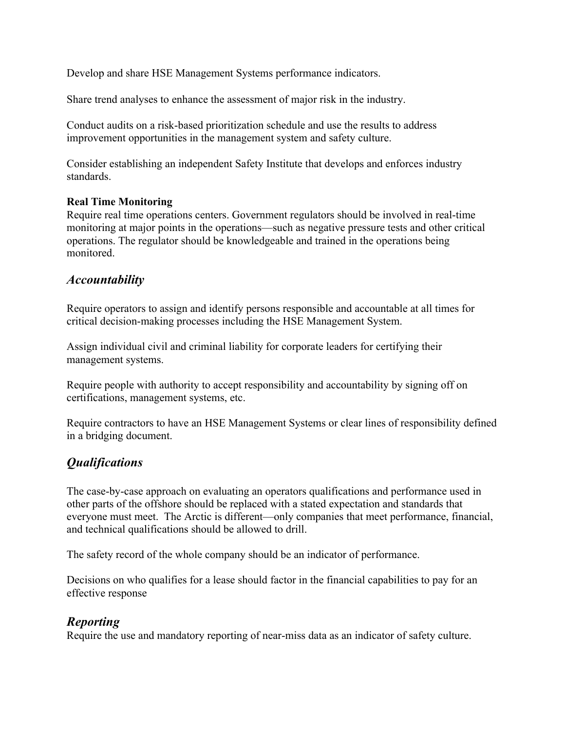Develop and share HSE Management Systems performance indicators.

Share trend analyses to enhance the assessment of major risk in the industry.

Conduct audits on a risk-based prioritization schedule and use the results to address improvement opportunities in the management system and safety culture.

Consider establishing an independent Safety Institute that develops and enforces industry standards.

**Real Time Monitoring**
Require real time operations centers. Government regulators should be involved in real-time monitoring at major points in the operations—such as negative pressure tests and other critical operations. The regulator should be knowledgeable and trained in the operations being monitored.

## *Accountability*

Require operators to assign and identify persons responsible and accountable at all times for critical decision-making processes including the HSE Management System.

Assign individual civil and criminal liability for corporate leaders for certifying their management systems.

Require people with authority to accept responsibility and accountability by signing off on certifications, management systems, etc.

Require contractors to have an HSE Management Systems or clear lines of responsibility defined in a bridging document.

## *Qualifications*

The case-by-case approach on evaluating an operators qualifications and performance used in other parts of the offshore should be replaced with a stated expectation and standards that everyone must meet. The Arctic is different—only companies that meet performance, financial, and technical qualifications should be allowed to drill.

The safety record of the whole company should be an indicator of performance.

Decisions on who qualifies for a lease should factor in the financial capabilities to pay for an effective response

## *Reporting*
Require the use and mandatory reporting of near-miss data as an indicator of safety culture.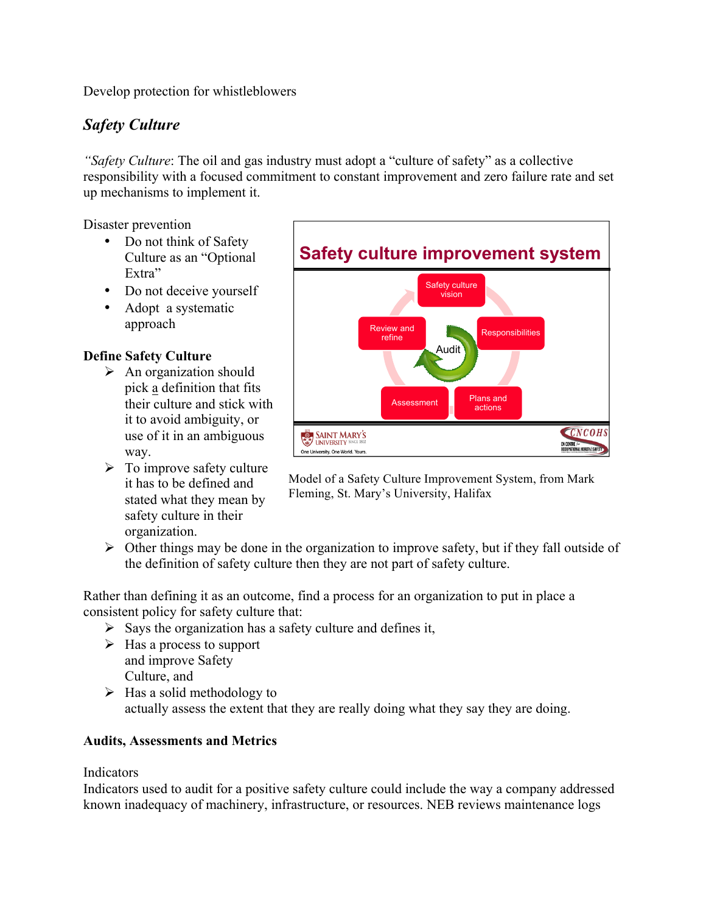Develop protection for whistleblowers

### *Safety Culture*

*"Safety Culture*: The oil and gas industry must adopt a "culture of safety" as a collective responsibility with a focused commitment to constant improvement and zero failure rate and set up mechanisms to implement it.

Disaster prevention

- Do not think of Safety Culture as an "Optional Extra"
- Do not deceive yourself
- Adopt a systematic approach

Model of a Safety Culture Improvement System, from Mark Fleming, St. Mary's University, Halifax

**Define Safety Culture**

- An organization should pick a definition that fits their culture and stick with it to avoid ambiguity, or use of it in an ambiguous way.
- To improve safety culture it has to be defined and stated what they mean by safety culture in their organization.
- Other things may be done in the organization to improve safety, but if they fall outside of the definition of safety culture then they are not part of safety culture.

Rather than defining it as an outcome, find a process for an organization to put in place a consistent policy for safety culture that:

- Says the organization has a safety culture and defines it,
- Has a process to support and improve Safety Culture, and
- Has a solid methodology to actually assess the extent that they are really doing what they say they are doing.

**Audits, Assessments and Metrics**

Indicators

Indicators used to audit for a positive safety culture could include the way a company addressed known inadequacy of machinery, infrastructure, or resources. NEB reviews maintenance logs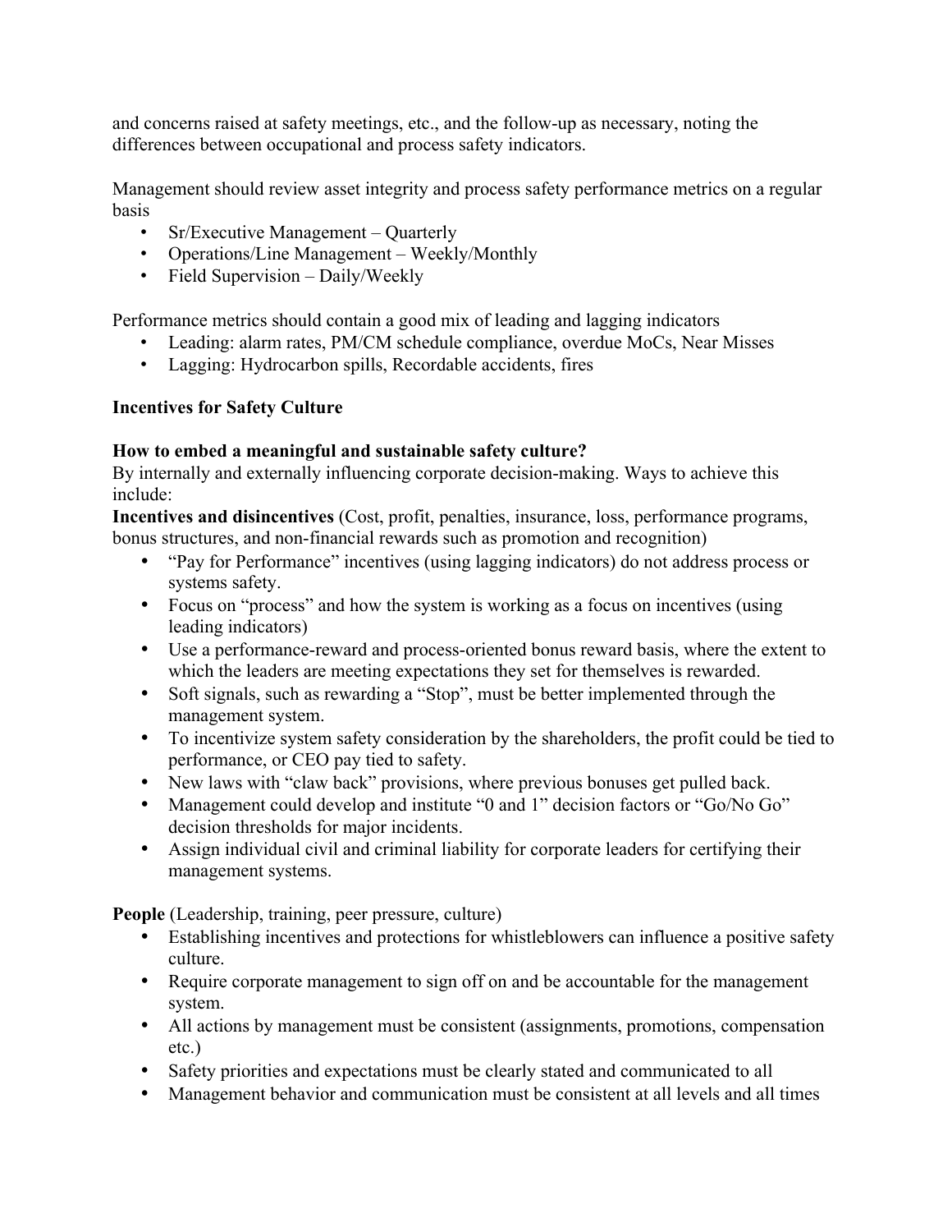and concerns raised at safety meetings, etc., and the follow-up as necessary, noting the differences between occupational and process safety indicators.

Management should review asset integrity and process safety performance metrics on a regular basis

- Sr/Executive Management – Quarterly
- Operations/Line Management – Weekly/Monthly
- Field Supervision – Daily/Weekly

Performance metrics should contain a good mix of leading and lagging indicators

- Leading: alarm rates, PM/CM schedule compliance, overdue MoCs, Near Misses
- Lagging: Hydrocarbon spills, Recordable accidents, fires

**Incentives for Safety Culture**

**How to embed a meaningful and sustainable safety culture?**
By internally and externally influencing corporate decision-making. Ways to achieve this include:
**Incentives and disincentives** (Cost, profit, penalties, insurance, loss, performance programs, bonus structures, and non-financial rewards such as promotion and recognition)

- "Pay for Performance" incentives (using lagging indicators) do not address process or systems safety.
- Focus on "process" and how the system is working as a focus on incentives (using leading indicators)
- Use a performance-reward and process-oriented bonus reward basis, where the extent to which the leaders are meeting expectations they set for themselves is rewarded.
- Soft signals, such as rewarding a "Stop", must be better implemented through the management system.
- To incentivize system safety consideration by the shareholders, the profit could be tied to performance, or CEO pay tied to safety.
- New laws with "claw back" provisions, where previous bonuses get pulled back.
- Management could develop and institute "0 and 1" decision factors or "Go/No Go" decision thresholds for major incidents.
- Assign individual civil and criminal liability for corporate leaders for certifying their management systems.

**People** (Leadership, training, peer pressure, culture)

- Establishing incentives and protections for whistleblowers can influence a positive safety culture.
- Require corporate management to sign off on and be accountable for the management system.
- All actions by management must be consistent (assignments, promotions, compensation etc.)
- Safety priorities and expectations must be clearly stated and communicated to all
- Management behavior and communication must be consistent at all levels and all times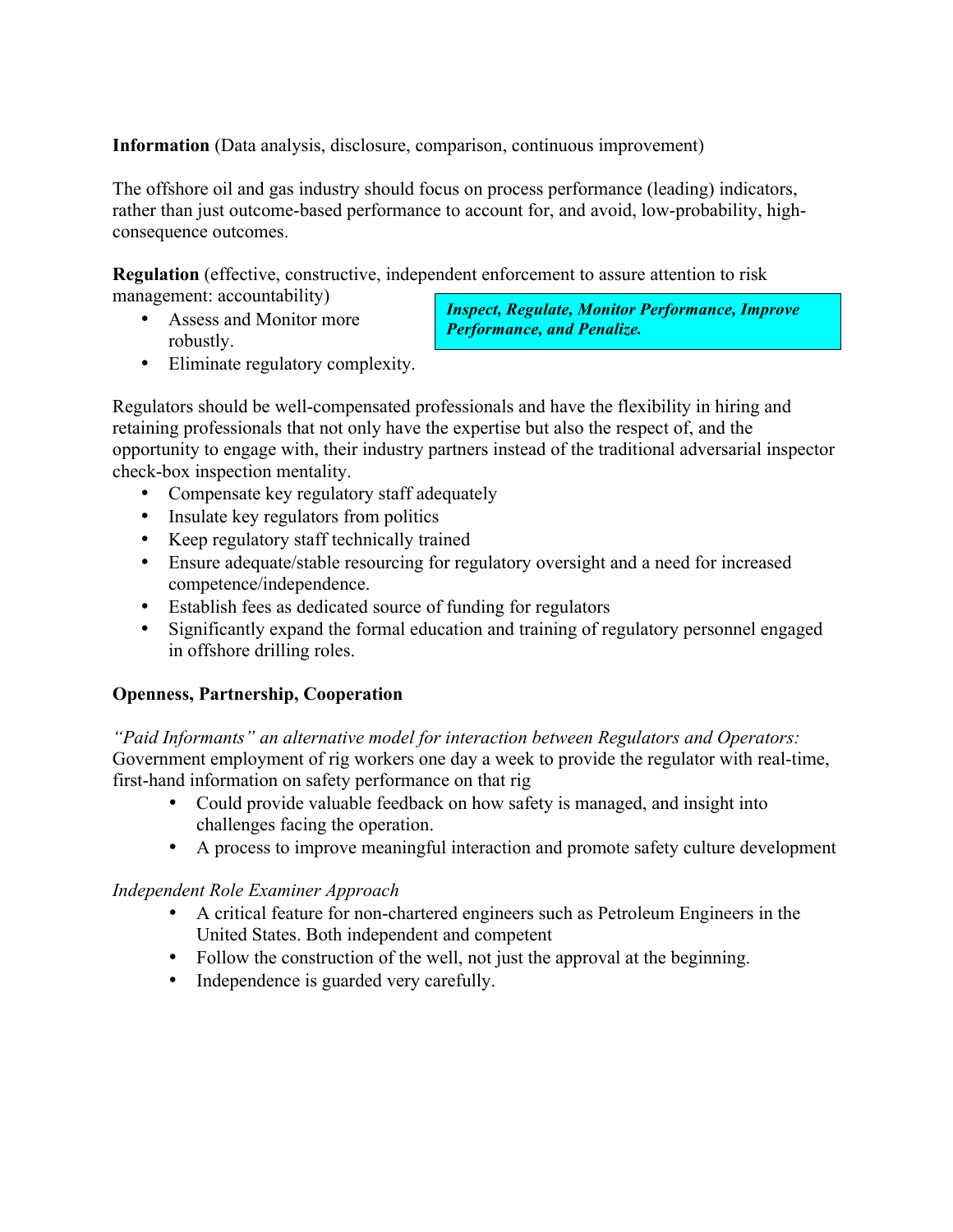**Information** (Data analysis, disclosure, comparison, continuous improvement)

The offshore oil and gas industry should focus on process performance (leading) indicators, rather than just outcome-based performance to account for, and avoid, low-probability, high-consequence outcomes.

**Regulation** (effective, constructive, independent enforcement to assure attention to risk management: accountability)

***Inspect, Regulate, Monitor Performance, Improve Performance, and Penalize.***

- Assess and Monitor more robustly.
- Eliminate regulatory complexity.

Regulators should be well-compensated professionals and have the flexibility in hiring and retaining professionals that not only have the expertise but also the respect of, and the opportunity to engage with, their industry partners instead of the traditional adversarial inspector check-box inspection mentality.

- Compensate key regulatory staff adequately
- Insulate key regulators from politics
- Keep regulatory staff technically trained
- Ensure adequate/stable resourcing for regulatory oversight and a need for increased competence/independence.
- Establish fees as dedicated source of funding for regulators
- Significantly expand the formal education and training of regulatory personnel engaged in offshore drilling roles.

**Openness, Partnership, Cooperation**

*"Paid Informants" an alternative model for interaction between Regulators and Operators:* Government employment of rig workers one day a week to provide the regulator with real-time, first-hand information on safety performance on that rig

- Could provide valuable feedback on how safety is managed, and insight into challenges facing the operation.
- A process to improve meaningful interaction and promote safety culture development

*Independent Role Examiner Approach*

- A critical feature for non-chartered engineers such as Petroleum Engineers in the United States. Both independent and competent
- Follow the construction of the well, not just the approval at the beginning.
- Independence is guarded very carefully.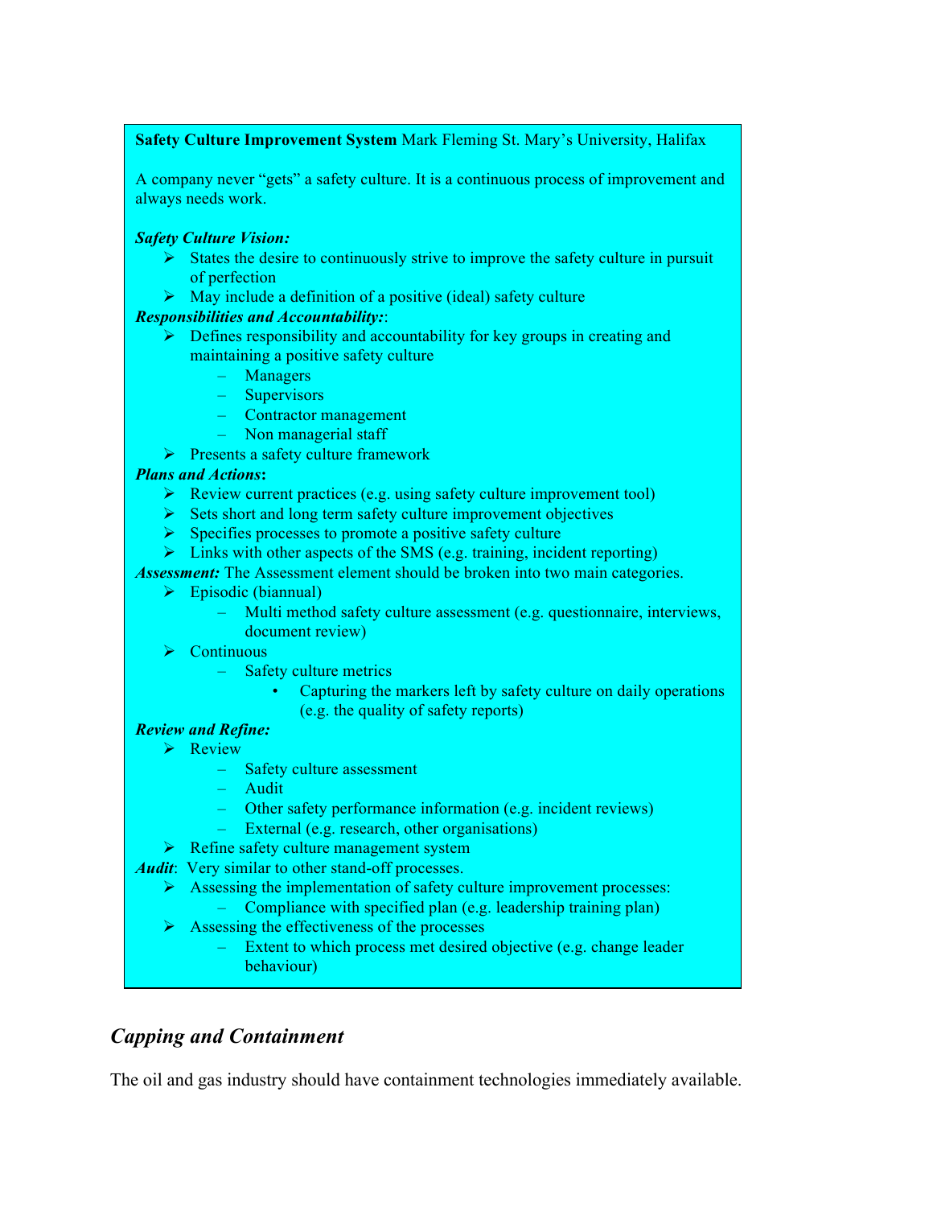**Safety Culture Improvement System** Mark Fleming St. Mary's University, Halifax

A company never "gets" a safety culture. It is a continuous process of improvement and always needs work.

***Safety Culture Vision:***

- States the desire to continuously strive to improve the safety culture in pursuit of perfection
- May include a definition of a positive (ideal) safety culture

***Responsibilities and Accountability:***:

- Defines responsibility and accountability for key groups in creating and maintaining a positive safety culture
  - Managers
  - Supervisors
  - Contractor management
  - Non managerial staff
- Presents a safety culture framework

***Plans and Actions*****:**

- Review current practices (e.g. using safety culture improvement tool)
- Sets short and long term safety culture improvement objectives
- Specifies processes to promote a positive safety culture
- Links with other aspects of the SMS (e.g. training, incident reporting)

***Assessment:*** The Assessment element should be broken into two main categories.

- Episodic (biannual)
  - Multi method safety culture assessment (e.g. questionnaire, interviews, document review)
- Continuous
  - Safety culture metrics
    - Capturing the markers left by safety culture on daily operations (e.g. the quality of safety reports)

***Review and Refine:***

- Review
  - Safety culture assessment
  - Audit
  - Other safety performance information (e.g. incident reviews)
  - External (e.g. research, other organisations)
- Refine safety culture management system

***Audit***: Very similar to other stand-off processes.

- Assessing the implementation of safety culture improvement processes:
  - Compliance with specified plan (e.g. leadership training plan)
- Assessing the effectiveness of the processes
  - Extent to which process met desired objective (e.g. change leader behaviour)

## *Capping and Containment*

The oil and gas industry should have containment technologies immediately available.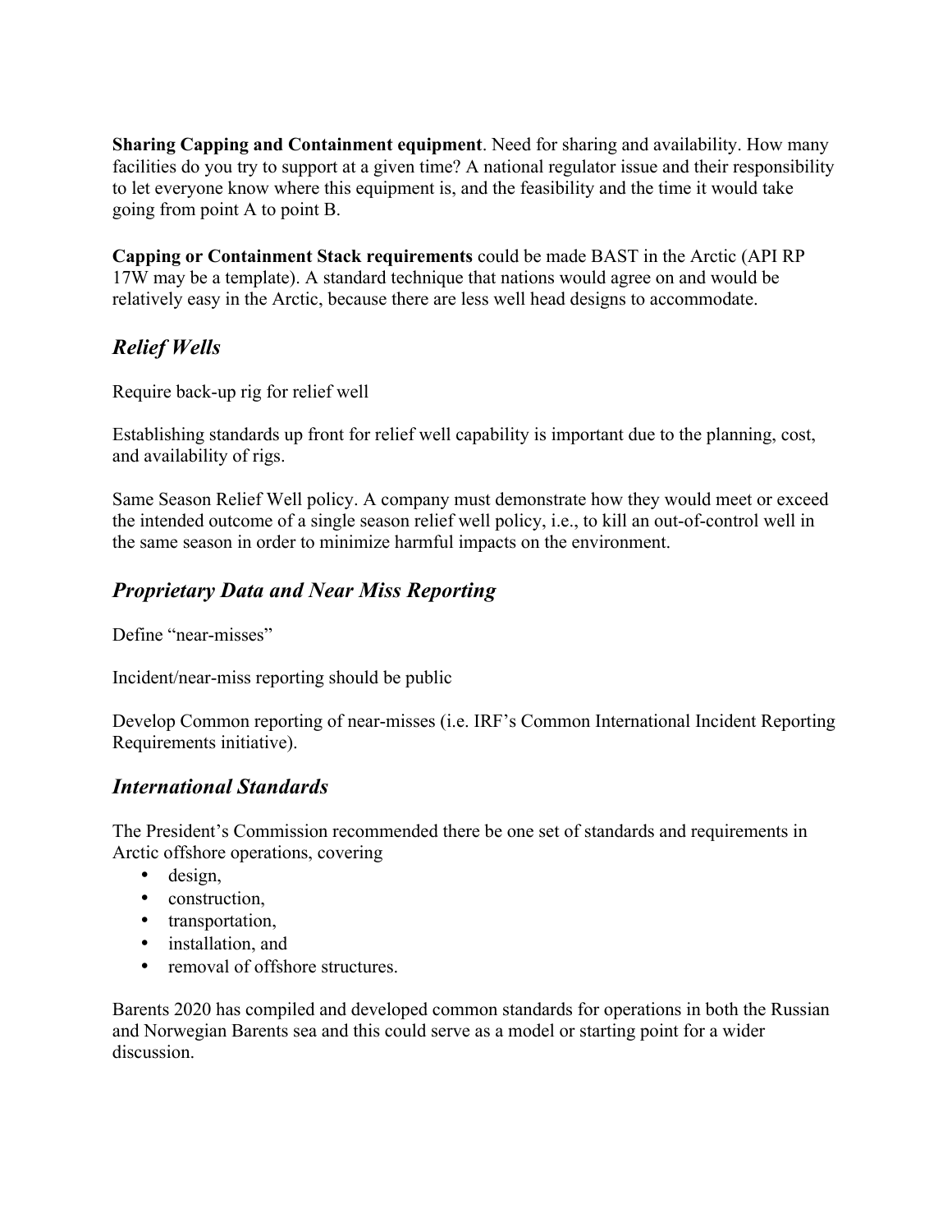**Sharing Capping and Containment equipment**. Need for sharing and availability. How many facilities do you try to support at a given time? A national regulator issue and their responsibility to let everyone know where this equipment is, and the feasibility and the time it would take going from point A to point B.

**Capping or Containment Stack requirements** could be made BAST in the Arctic (API RP 17W may be a template). A standard technique that nations would agree on and would be relatively easy in the Arctic, because there are less well head designs to accommodate.

## *Relief Wells*

Require back-up rig for relief well

Establishing standards up front for relief well capability is important due to the planning, cost, and availability of rigs.

Same Season Relief Well policy. A company must demonstrate how they would meet or exceed the intended outcome of a single season relief well policy, i.e., to kill an out-of-control well in the same season in order to minimize harmful impacts on the environment.

## *Proprietary Data and Near Miss Reporting*

Define "near-misses"

Incident/near-miss reporting should be public

Develop Common reporting of near-misses (i.e. IRF's Common International Incident Reporting Requirements initiative).

## *International Standards*

The President's Commission recommended there be one set of standards and requirements in Arctic offshore operations, covering

- design,
- construction,
- transportation,
- installation, and
- removal of offshore structures.

Barents 2020 has compiled and developed common standards for operations in both the Russian and Norwegian Barents sea and this could serve as a model or starting point for a wider discussion.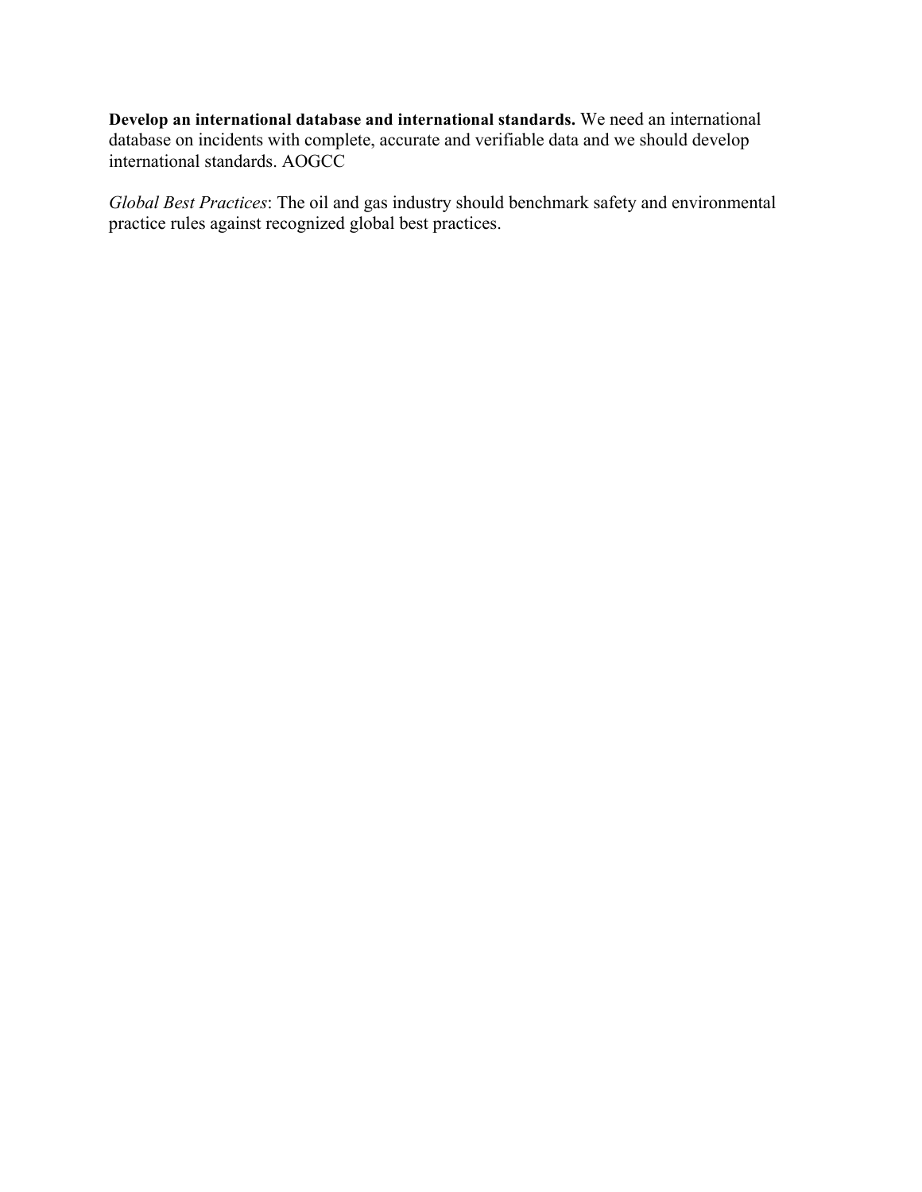**Develop an international database and international standards.** We need an international database on incidents with complete, accurate and verifiable data and we should develop international standards. AOGCC

*Global Best Practices*: The oil and gas industry should benchmark safety and environmental practice rules against recognized global best practices.